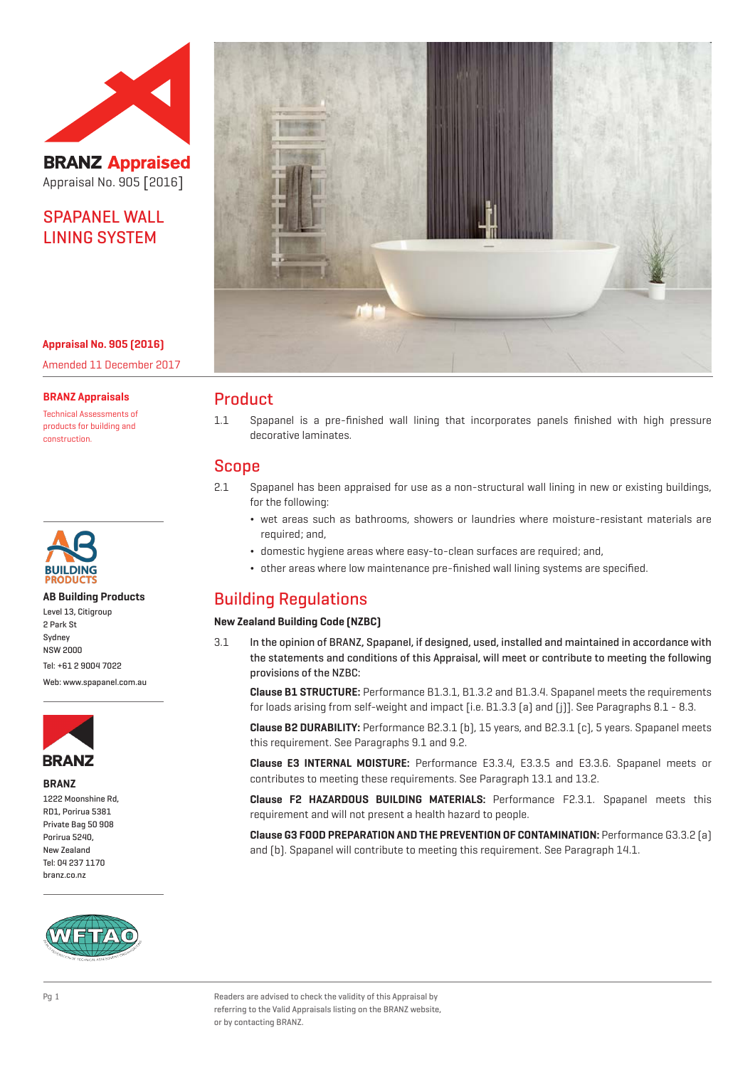**BRANZ Appraised**

Appraisal No. 905 [2016]

# SPAPANEL WALL LINING SYSTEM

**Appraisal No. 905 (2016)**

Amended 11 December 2017

**BRANZ Appraisals**

Technical Assessments of products for building and construction.

**AB Building Products**

Level 13, Citigroup
2 Park St
Sydney
NSW 2000
Tel: +61 2 9004 7022
Web: www.spapanel.com.au

**BRANZ**

1222 Moonshine Rd,
RD1, Porirua 5381
Private Bag 50 908
Porirua 5240,
New Zealand
Tel: 04 237 1170
branz.co.nz

## Product

1.1 Spapanel is a pre-finished wall lining that incorporates panels finished with high pressure decorative laminates.

## Scope

2.1 Spapanel has been appraised for use as a non-structural wall lining in new or existing buildings, for the following:

- wet areas such as bathrooms, showers or laundries where moisture-resistant materials are required; and,
- domestic hygiene areas where easy-to-clean surfaces are required; and,
- other areas where low maintenance pre-finished wall lining systems are specified.

## Building Regulations

### New Zealand Building Code (NZBC)

3.1 **In the opinion of BRANZ, Spapanel, if designed, used, installed and maintained in accordance with the statements and conditions of this Appraisal, will meet or contribute to meeting the following provisions of the NZBC:**

**Clause B1 STRUCTURE:** Performance B1.3.1, B1.3.2 and B1.3.4. Spapanel meets the requirements for loads arising from self-weight and impact [i.e. B1.3.3 (a) and (j)]. See Paragraphs 8.1 - 8.3.

**Clause B2 DURABILITY:** Performance B2.3.1 (b), 15 years, and B2.3.1 (c), 5 years. Spapanel meets this requirement. See Paragraphs 9.1 and 9.2.

**Clause E3 INTERNAL MOISTURE:** Performance E3.3.4, E3.3.5 and E3.3.6. Spapanel meets or contributes to meeting these requirements. See Paragraph 13.1 and 13.2.

**Clause F2 HAZARDOUS BUILDING MATERIALS:** Performance F2.3.1. Spapanel meets this requirement and will not present a health hazard to people.

**Clause G3 FOOD PREPARATION AND THE PREVENTION OF CONTAMINATION:** Performance G3.3.2 (a) and (b). Spapanel will contribute to meeting this requirement. See Paragraph 14.1.

Readers are advised to check the validity of this Appraisal by referring to the Valid Appraisals listing on the BRANZ website, or by contacting BRANZ.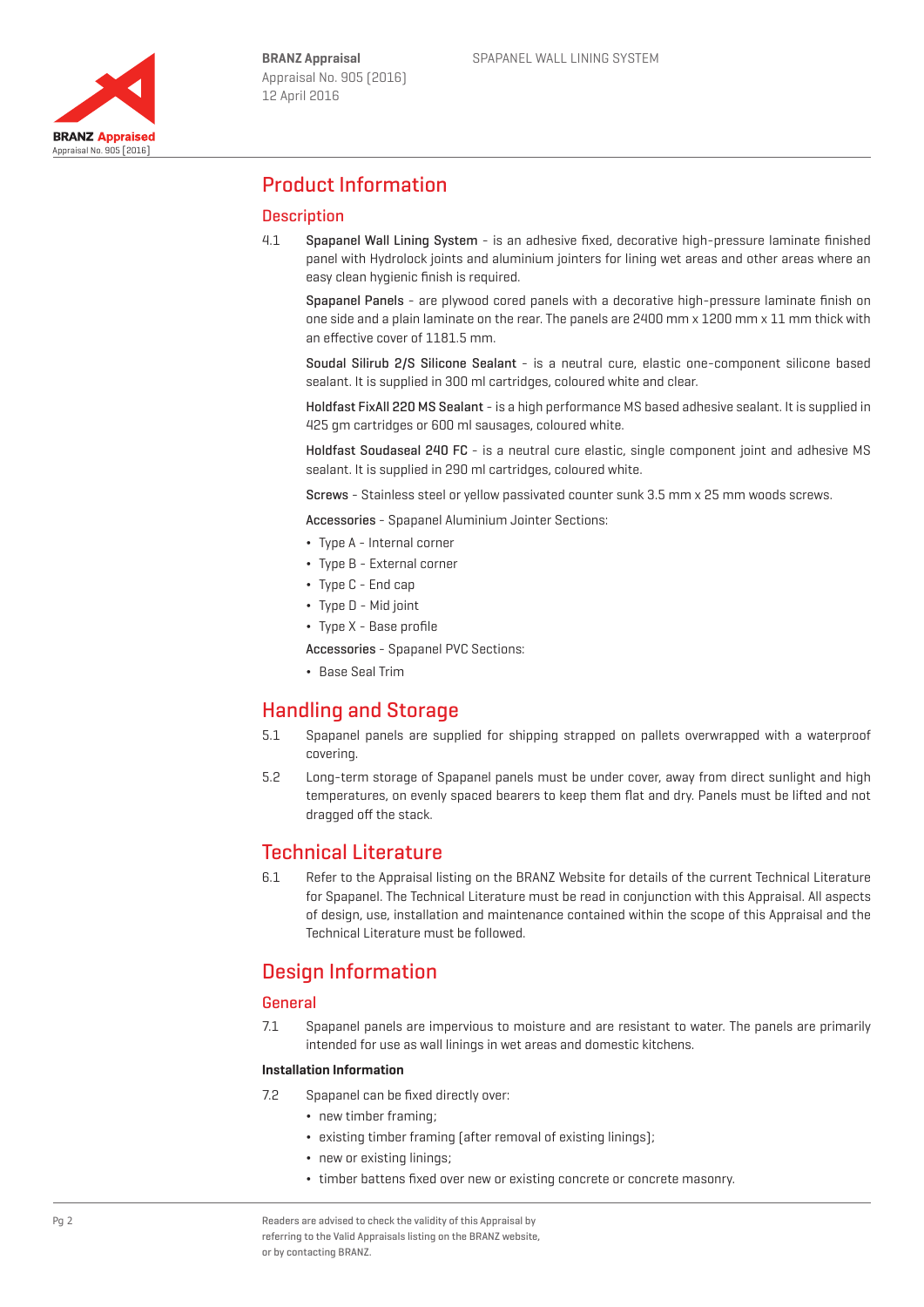# Product Information

## Description

4.1 **Spapanel Wall Lining System** - is an adhesive fixed, decorative high-pressure laminate finished panel with Hydrolock joints and aluminium jointers for lining wet areas and other areas where an easy clean hygienic finish is required.

**Spapanel Panels** - are plywood cored panels with a decorative high-pressure laminate finish on one side and a plain laminate on the rear. The panels are 2400 mm x 1200 mm x 11 mm thick with an effective cover of 1181.5 mm.

**Soudal Silirub 2/S Silicone Sealant** - is a neutral cure, elastic one-component silicone based sealant. It is supplied in 300 ml cartridges, coloured white and clear.

**Holdfast FixAll 220 MS Sealant** - is a high performance MS based adhesive sealant. It is supplied in 425 gm cartridges or 600 ml sausages, coloured white.

**Holdfast Soudaseal 240 FC** - is a neutral cure elastic, single component joint and adhesive MS sealant. It is supplied in 290 ml cartridges, coloured white.

**Screws** - Stainless steel or yellow passivated counter sunk 3.5 mm x 25 mm woods screws.

**Accessories** - Spapanel Aluminium Jointer Sections:

- Type A - Internal corner
- Type B - External corner
- Type C - End cap
- Type D - Mid joint
- Type X - Base profile

**Accessories** - Spapanel PVC Sections:

- Base Seal Trim

# Handling and Storage

5.1 Spapanel panels are supplied for shipping strapped on pallets overwrapped with a waterproof covering.

5.2 Long-term storage of Spapanel panels must be under cover, away from direct sunlight and high temperatures, on evenly spaced bearers to keep them flat and dry. Panels must be lifted and not dragged off the stack.

# Technical Literature

6.1 Refer to the Appraisal listing on the BRANZ Website for details of the current Technical Literature for Spapanel. The Technical Literature must be read in conjunction with this Appraisal. All aspects of design, use, installation and maintenance contained within the scope of this Appraisal and the Technical Literature must be followed.

# Design Information

## General

7.1 Spapanel panels are impervious to moisture and are resistant to water. The panels are primarily intended for use as wall linings in wet areas and domestic kitchens.

### Installation Information

7.2 Spapanel can be fixed directly over:

- new timber framing;
- existing timber framing (after removal of existing linings);
- new or existing linings;
- timber battens fixed over new or existing concrete or concrete masonry.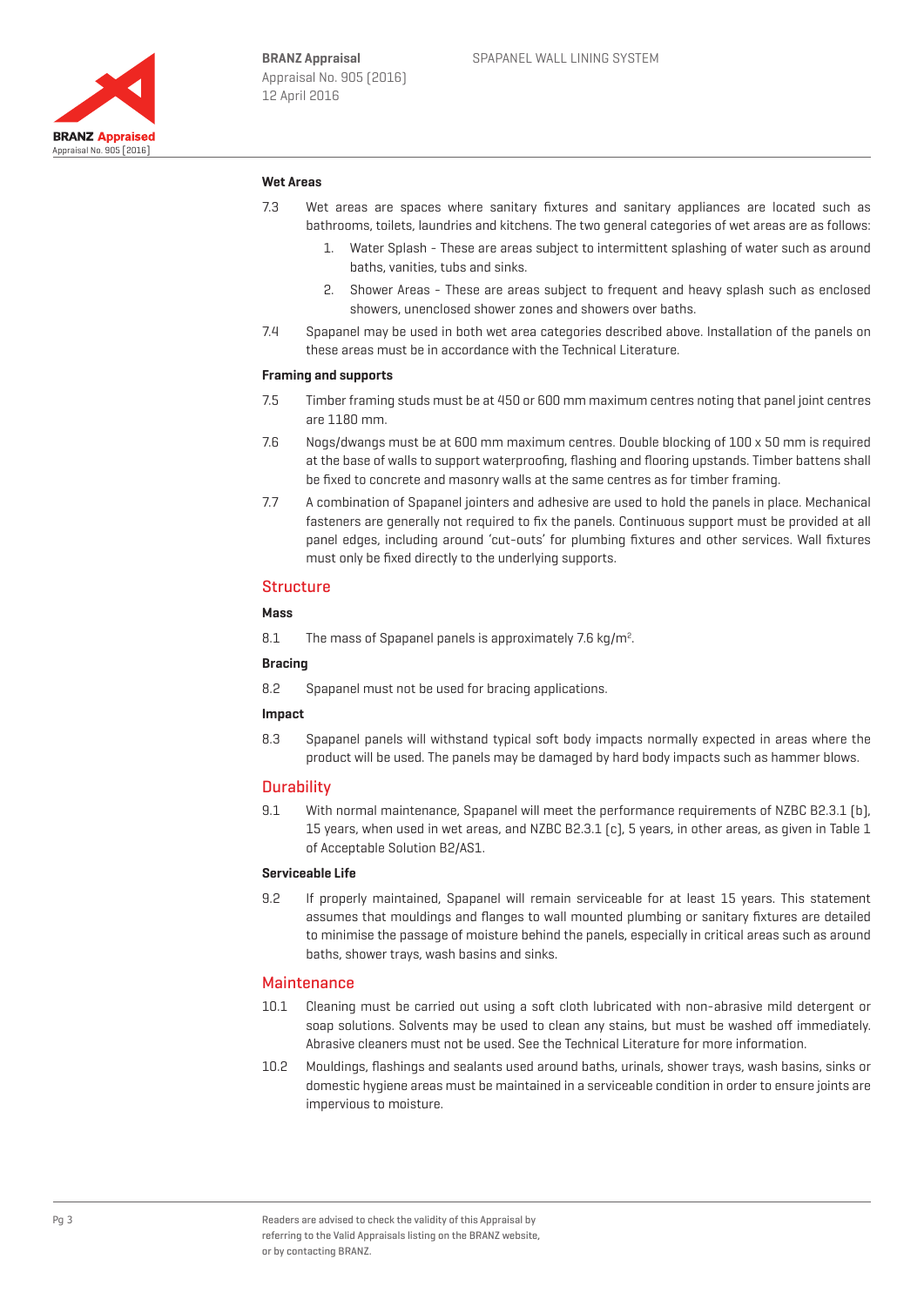### Wet Areas

7.3 Wet areas are spaces where sanitary fixtures and sanitary appliances are located such as bathrooms, toilets, laundries and kitchens. The two general categories of wet areas are as follows:

1. Water Splash - These are areas subject to intermittent splashing of water such as around baths, vanities, tubs and sinks.
2. Shower Areas - These are areas subject to frequent and heavy splash such as enclosed showers, unenclosed shower zones and showers over baths.

7.4 Spapanel may be used in both wet area categories described above. Installation of the panels on these areas must be in accordance with the Technical Literature.

### Framing and supports

7.5 Timber framing studs must be at 450 or 600 mm maximum centres noting that panel joint centres are 1180 mm.

7.6 Nogs/dwangs must be at 600 mm maximum centres. Double blocking of 100 x 50 mm is required at the base of walls to support waterproofing, flashing and flooring upstands. Timber battens shall be fixed to concrete and masonry walls at the same centres as for timber framing.

7.7 A combination of Spapanel jointers and adhesive are used to hold the panels in place. Mechanical fasteners are generally not required to fix the panels. Continuous support must be provided at all panel edges, including around 'cut-outs' for plumbing fixtures and other services. Wall fixtures must only be fixed directly to the underlying supports.

## Structure

### Mass

8.1 The mass of Spapanel panels is approximately 7.6 kg/m$^2$.

### Bracing

8.2 Spapanel must not be used for bracing applications.

### Impact

8.3 Spapanel panels will withstand typical soft body impacts normally expected in areas where the product will be used. The panels may be damaged by hard body impacts such as hammer blows.

## Durability

9.1 With normal maintenance, Spapanel will meet the performance requirements of NZBC B2.3.1 (b), 15 years, when used in wet areas, and NZBC B2.3.1 (c), 5 years, in other areas, as given in Table 1 of Acceptable Solution B2/AS1.

### Serviceable Life

9.2 If properly maintained, Spapanel will remain serviceable for at least 15 years. This statement assumes that mouldings and flanges to wall mounted plumbing or sanitary fixtures are detailed to minimise the passage of moisture behind the panels, especially in critical areas such as around baths, shower trays, wash basins and sinks.

## Maintenance

10.1 Cleaning must be carried out using a soft cloth lubricated with non-abrasive mild detergent or soap solutions. Solvents may be used to clean any stains, but must be washed off immediately. Abrasive cleaners must not be used. See the Technical Literature for more information.

10.2 Mouldings, flashings and sealants used around baths, urinals, shower trays, wash basins, sinks or domestic hygiene areas must be maintained in a serviceable condition in order to ensure joints are impervious to moisture.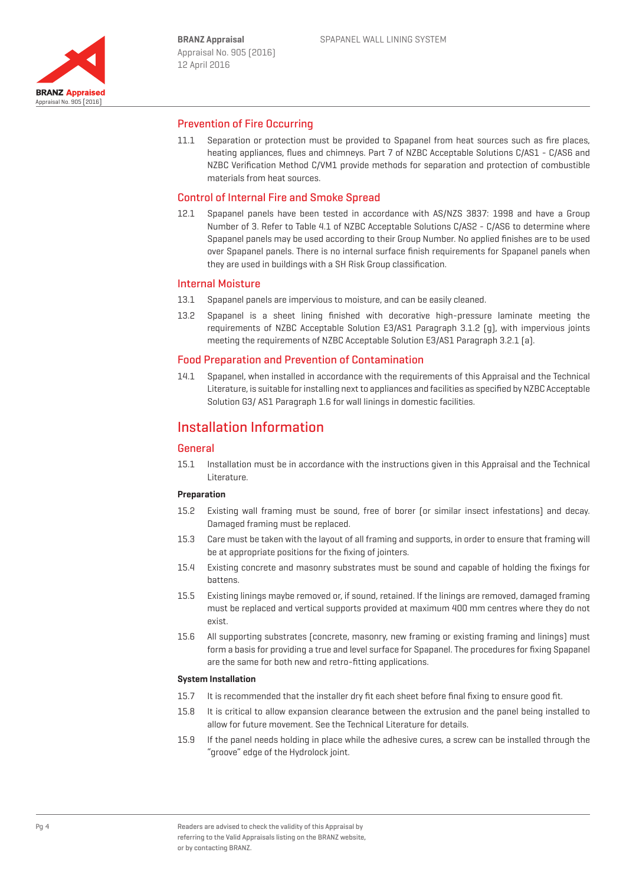## Prevention of Fire Occurring

11.1 Separation or protection must be provided to Spapanel from heat sources such as fire places, heating appliances, flues and chimneys. Part 7 of NZBC Acceptable Solutions C/AS1 - C/AS6 and NZBC Verification Method C/VM1 provide methods for separation and protection of combustible materials from heat sources.

## Control of Internal Fire and Smoke Spread

12.1 Spapanel panels have been tested in accordance with AS/NZS 3837: 1998 and have a Group Number of 3. Refer to Table 4.1 of NZBC Acceptable Solutions C/AS2 - C/AS6 to determine where Spapanel panels may be used according to their Group Number. No applied finishes are to be used over Spapanel panels. There is no internal surface finish requirements for Spapanel panels when they are used in buildings with a SH Risk Group classification.

## Internal Moisture

13.1 Spapanel panels are impervious to moisture, and can be easily cleaned.

13.2 Spapanel is a sheet lining finished with decorative high-pressure laminate meeting the requirements of NZBC Acceptable Solution E3/AS1 Paragraph 3.1.2 (g), with impervious joints meeting the requirements of NZBC Acceptable Solution E3/AS1 Paragraph 3.2.1 (a).

## Food Preparation and Prevention of Contamination

14.1 Spapanel, when installed in accordance with the requirements of this Appraisal and the Technical Literature, is suitable for installing next to appliances and facilities as specified by NZBC Acceptable Solution G3/ AS1 Paragraph 1.6 for wall linings in domestic facilities.

# Installation Information

## General

15.1 Installation must be in accordance with the instructions given in this Appraisal and the Technical Literature.

**Preparation**

15.2 Existing wall framing must be sound, free of borer (or similar insect infestations) and decay. Damaged framing must be replaced.

15.3 Care must be taken with the layout of all framing and supports, in order to ensure that framing will be at appropriate positions for the fixing of jointers.

15.4 Existing concrete and masonry substrates must be sound and capable of holding the fixings for battens.

15.5 Existing linings maybe removed or, if sound, retained. If the linings are removed, damaged framing must be replaced and vertical supports provided at maximum 400 mm centres where they do not exist.

15.6 All supporting substrates (concrete, masonry, new framing or existing framing and linings) must form a basis for providing a true and level surface for Spapanel. The procedures for fixing Spapanel are the same for both new and retro-fitting applications.

**System Installation**

15.7 It is recommended that the installer dry fit each sheet before final fixing to ensure good fit.

15.8 It is critical to allow expansion clearance between the extrusion and the panel being installed to allow for future movement. See the Technical Literature for details.

15.9 If the panel needs holding in place while the adhesive cures, a screw can be installed through the "groove" edge of the Hydrolock joint.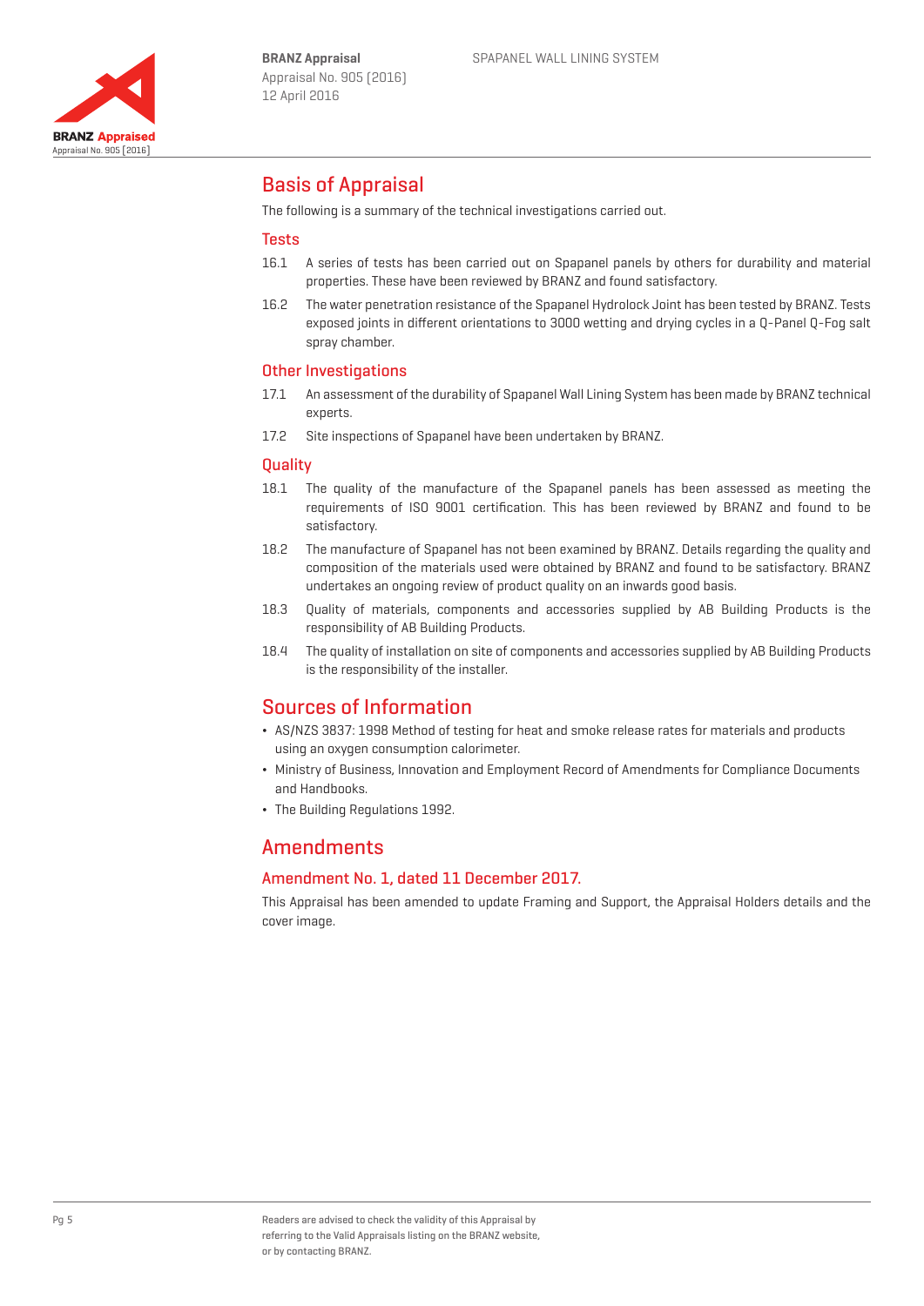## Basis of Appraisal

The following is a summary of the technical investigations carried out.

### Tests

16.1 A series of tests has been carried out on Spapanel panels by others for durability and material properties. These have been reviewed by BRANZ and found satisfactory.

16.2 The water penetration resistance of the Spapanel Hydrolock Joint has been tested by BRANZ. Tests exposed joints in different orientations to 3000 wetting and drying cycles in a Q-Panel Q-Fog salt spray chamber.

### Other Investigations

17.1 An assessment of the durability of Spapanel Wall Lining System has been made by BRANZ technical experts.

17.2 Site inspections of Spapanel have been undertaken by BRANZ.

### Quality

18.1 The quality of the manufacture of the Spapanel panels has been assessed as meeting the requirements of ISO 9001 certification. This has been reviewed by BRANZ and found to be satisfactory.

18.2 The manufacture of Spapanel has not been examined by BRANZ. Details regarding the quality and composition of the materials used were obtained by BRANZ and found to be satisfactory. BRANZ undertakes an ongoing review of product quality on an inwards good basis.

18.3 Quality of materials, components and accessories supplied by AB Building Products is the responsibility of AB Building Products.

18.4 The quality of installation on site of components and accessories supplied by AB Building Products is the responsibility of the installer.

## Sources of Information

- AS/NZS 3837: 1998 Method of testing for heat and smoke release rates for materials and products using an oxygen consumption calorimeter.
- Ministry of Business, Innovation and Employment Record of Amendments for Compliance Documents and Handbooks.
- The Building Regulations 1992.

## Amendments

### Amendment No. 1, dated 11 December 2017.

This Appraisal has been amended to update Framing and Support, the Appraisal Holders details and the cover image.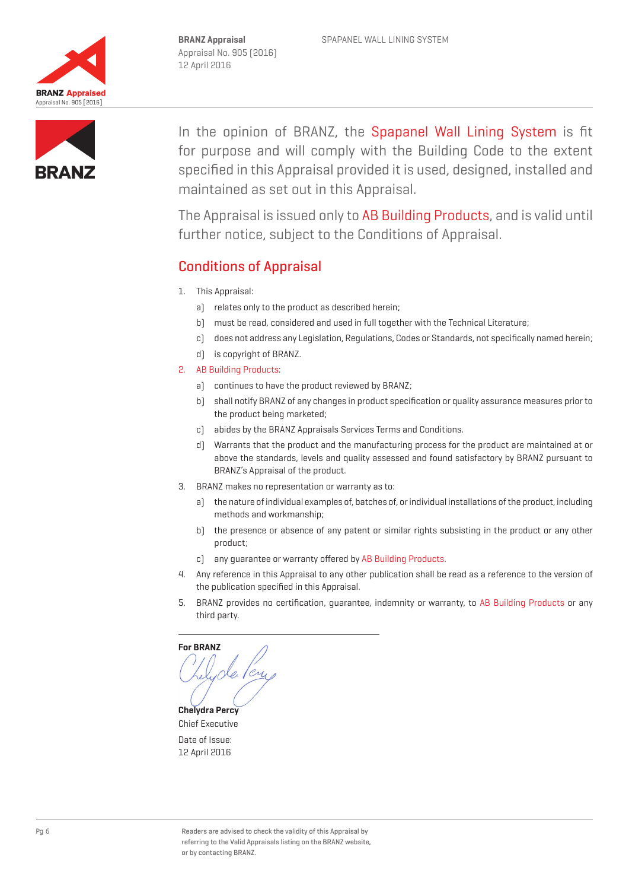In the opinion of BRANZ, the Spapanel Wall Lining System is fit for purpose and will comply with the Building Code to the extent specified in this Appraisal provided it is used, designed, installed and maintained as set out in this Appraisal.

The Appraisal is issued only to AB Building Products, and is valid until further notice, subject to the Conditions of Appraisal.

## Conditions of Appraisal

1. This Appraisal:
   a) relates only to the product as described herein;
   b) must be read, considered and used in full together with the Technical Literature;
   c) does not address any Legislation, Regulations, Codes or Standards, not specifically named herein;
   d) is copyright of BRANZ.
2. AB Building Products:
   a) continues to have the product reviewed by BRANZ;
   b) shall notify BRANZ of any changes in product specification or quality assurance measures prior to the product being marketed;
   c) abides by the BRANZ Appraisals Services Terms and Conditions.
   d) Warrants that the product and the manufacturing process for the product are maintained at or above the standards, levels and quality assessed and found satisfactory by BRANZ pursuant to BRANZ's Appraisal of the product.
3. BRANZ makes no representation or warranty as to:
   a) the nature of individual examples of, batches of, or individual installations of the product, including methods and workmanship;
   b) the presence or absence of any patent or similar rights subsisting in the product or any other product;
   c) any guarantee or warranty offered by AB Building Products.
4. Any reference in this Appraisal to any other publication shall be read as a reference to the version of the publication specified in this Appraisal.
5. BRANZ provides no certification, guarantee, indemnity or warranty, to AB Building Products or any third party.

**For BRANZ**

**Chelydra Percy**
Chief Executive

Date of Issue:
12 April 2016

Readers are advised to check the validity of this Appraisal by referring to the Valid Appraisals listing on the BRANZ website, or by contacting BRANZ.